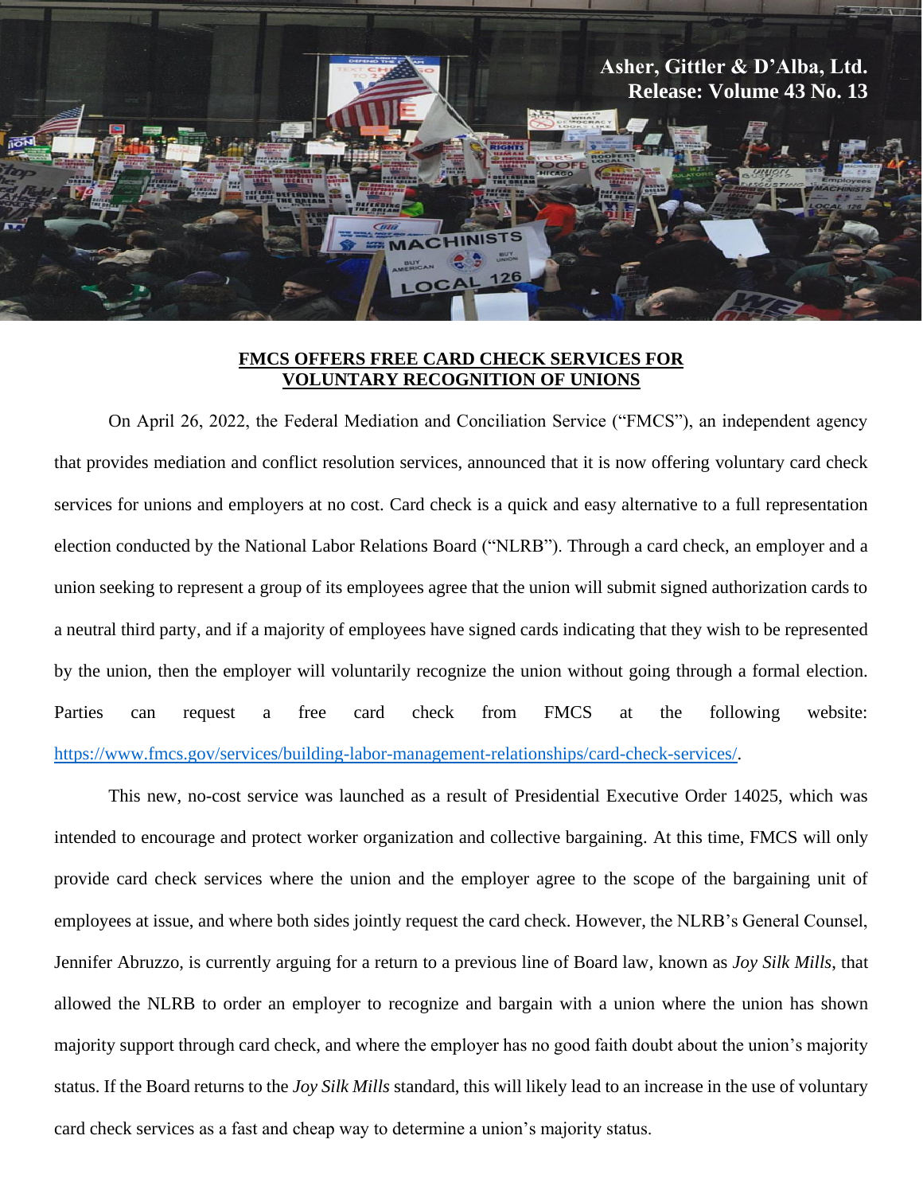Asher, Gittler & D'Alba, Ltd.
Release: Volume 43 No. 13

## FMCS OFFERS FREE CARD CHECK SERVICES FOR VOLUNTARY RECOGNITION OF UNIONS

On April 26, 2022, the Federal Mediation and Conciliation Service ("FMCS"), an independent agency that provides mediation and conflict resolution services, announced that it is now offering voluntary card check services for unions and employers at no cost. Card check is a quick and easy alternative to a full representation election conducted by the National Labor Relations Board ("NLRB"). Through a card check, an employer and a union seeking to represent a group of its employees agree that the union will submit signed authorization cards to a neutral third party, and if a majority of employees have signed cards indicating that they wish to be represented by the union, then the employer will voluntarily recognize the union without going through a formal election. Parties can request a free card check from FMCS at the following website: https://www.fmcs.gov/services/building-labor-management-relationships/card-check-services/.

This new, no-cost service was launched as a result of Presidential Executive Order 14025, which was intended to encourage and protect worker organization and collective bargaining. At this time, FMCS will only provide card check services where the union and the employer agree to the scope of the bargaining unit of employees at issue, and where both sides jointly request the card check. However, the NLRB's General Counsel, Jennifer Abruzzo, is currently arguing for a return to a previous line of Board law, known as *Joy Silk Mills*, that allowed the NLRB to order an employer to recognize and bargain with a union where the union has shown majority support through card check, and where the employer has no good faith doubt about the union's majority status. If the Board returns to the *Joy Silk Mills* standard, this will likely lead to an increase in the use of voluntary card check services as a fast and cheap way to determine a union's majority status.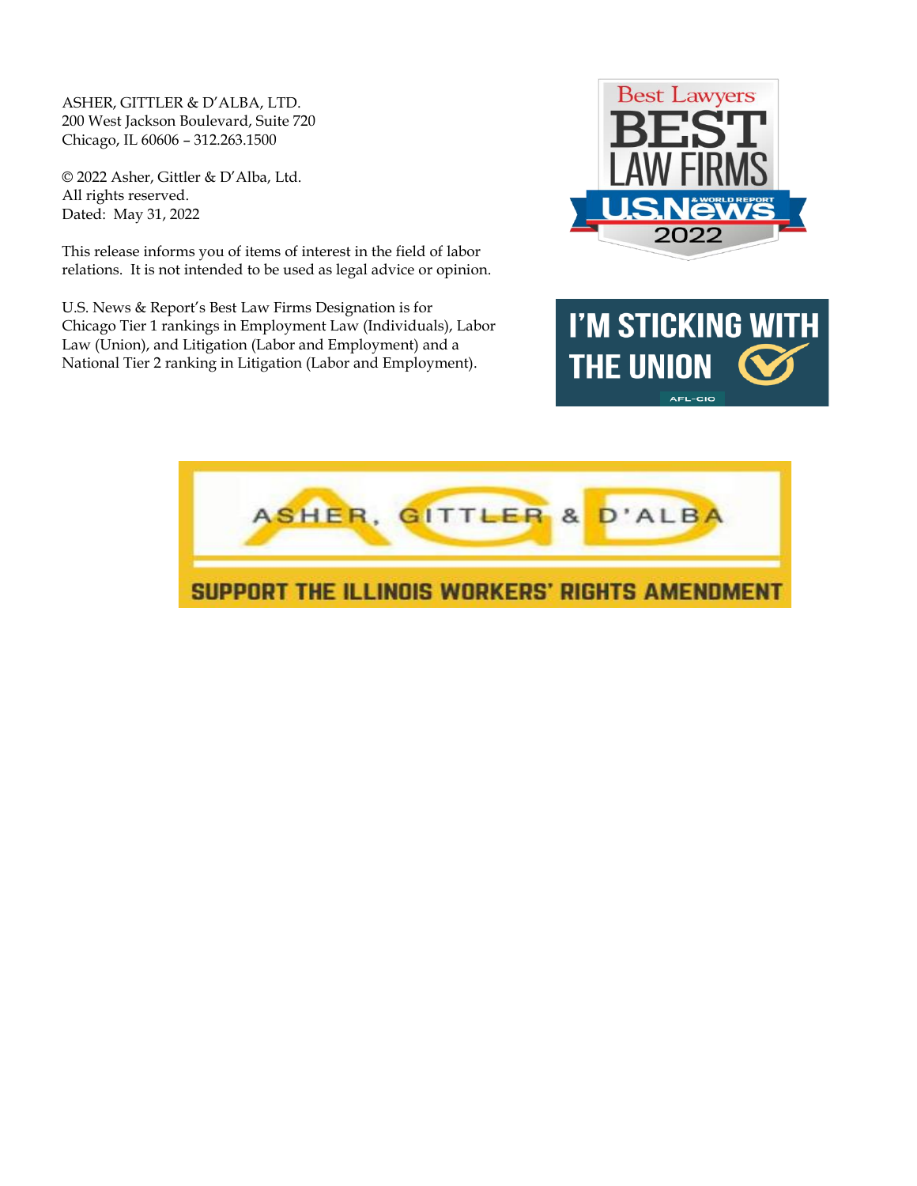ASHER, GITTLER & D'ALBA, LTD.
200 West Jackson Boulevard, Suite 720
Chicago, IL 60606 – 312.263.1500

© 2022 Asher, Gittler & D'Alba, Ltd.
All rights reserved.
Dated: May 31, 2022

This release informs you of items of interest in the field of labor relations. It is not intended to be used as legal advice or opinion.

U.S. News & Report's Best Law Firms Designation is for Chicago Tier 1 rankings in Employment Law (Individuals), Labor Law (Union), and Litigation (Labor and Employment) and a National Tier 2 ranking in Litigation (Labor and Employment).

Best Lawyers
BEST LAW FIRMS
U.S. News & World Report
2022

I'M STICKING WITH THE UNION
AFL-CIO

ASHER, GITTLER & D'ALBA

SUPPORT THE ILLINOIS WORKERS' RIGHTS AMENDMENT